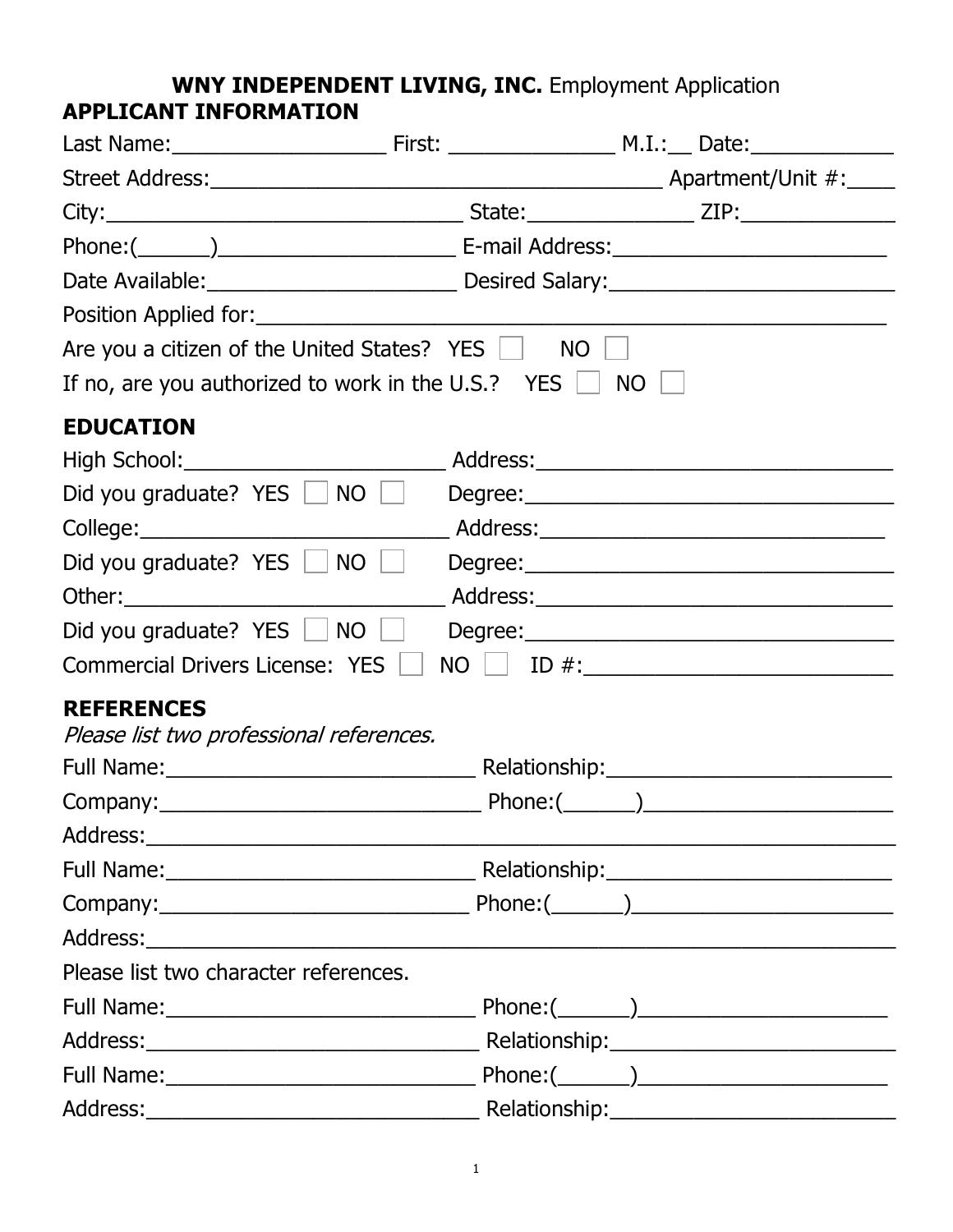**WNY INDEPENDENT LIVING, INC.** Employment Application

## APPLICANT INFORMATION

Last Name:__________________ First: ______________ M.I.:__ Date:____________

Street Address:________________________________________ Apartment/Unit #:____

City:_______________________________ State:______________ ZIP:_____________

Phone:(______)____________________ E-mail Address:_______________________

Date Available:_____________________ Desired Salary:________________________

Position Applied for:________________________________________________________

Are you a citizen of the United States? YES ☐ NO ☐

If no, are you authorized to work in the U.S.? YES ☐ NO ☐

## EDUCATION

High School:_______________________ Address:_____________________________

Did you graduate? YES ☐ NO ☐ Degree:_________________________________

College:__________________________ Address:_____________________________

Did you graduate? YES ☐ NO ☐ Degree:_________________________________

Other:____________________________ Address:_____________________________

Did you graduate? YES ☐ NO ☐ Degree:_________________________________

Commercial Drivers License: YES ☐ NO ☐ ID #:__________________________

## REFERENCES

*Please list two professional references.*

Full Name:__________________________ Relationship:________________________

Company:___________________________ Phone:(______)______________________

Address:_____________________________________________________________

Full Name:__________________________ Relationship:________________________

Company:___________________________ Phone:(______)______________________

Address:_____________________________________________________________

Please list two character references.

Full Name:__________________________ Phone:(______)______________________

Address:_____________________________ Relationship:________________________

Full Name:__________________________ Phone:(______)______________________

Address:_____________________________ Relationship:________________________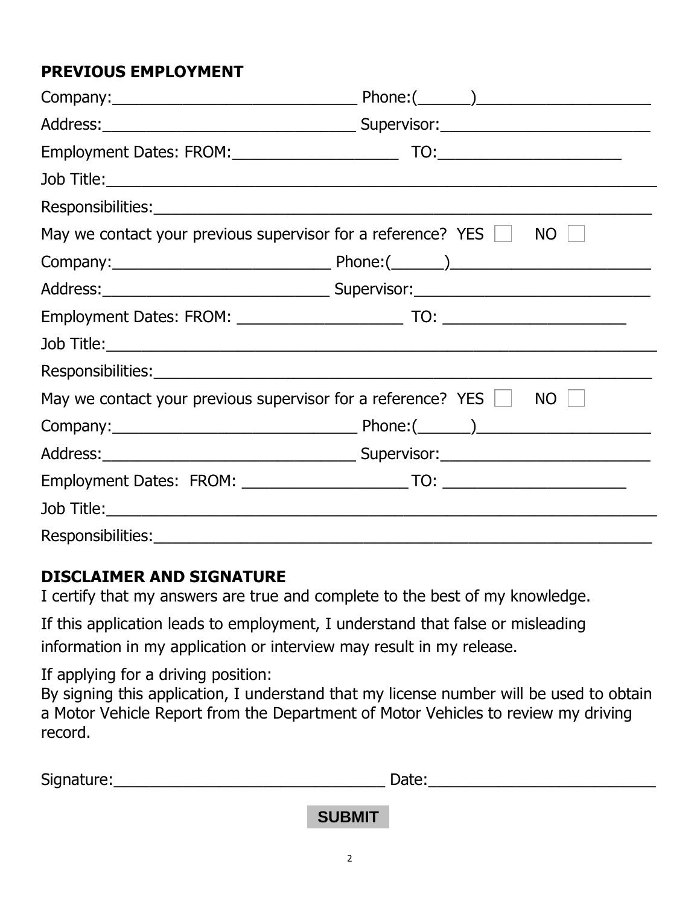## PREVIOUS EMPLOYMENT

Company:_____________________________ Phone:(______)____________________

Address:______________________________ Supervisor:________________________

Employment Dates: FROM:____________________ TO:______________________

Job Title:_____________________________________________________________

Responsibilities:_________________________________________________________

May we contact your previous supervisor for a reference? YES ☐ NO ☐

Company:_________________________ Phone:(______)_______________________

Address:___________________________ Supervisor:___________________________

Employment Dates: FROM: ____________________ TO: ______________________

Job Title:_____________________________________________________________

Responsibilities:_________________________________________________________

May we contact your previous supervisor for a reference? YES ☐ NO ☐

Company:_____________________________ Phone:(______)____________________

Address:______________________________ Supervisor:________________________

Employment Dates: FROM: ____________________ TO: ______________________

Job Title:_____________________________________________________________

Responsibilities:_________________________________________________________

## DISCLAIMER AND SIGNATURE

I certify that my answers are true and complete to the best of my knowledge.

If this application leads to employment, I understand that false or misleading information in my application or interview may result in my release.

If applying for a driving position:
By signing this application, I understand that my license number will be used to obtain a Motor Vehicle Report from the Department of Motor Vehicles to review my driving record.

Signature:________________________________ Date:__________________________

**SUBMIT**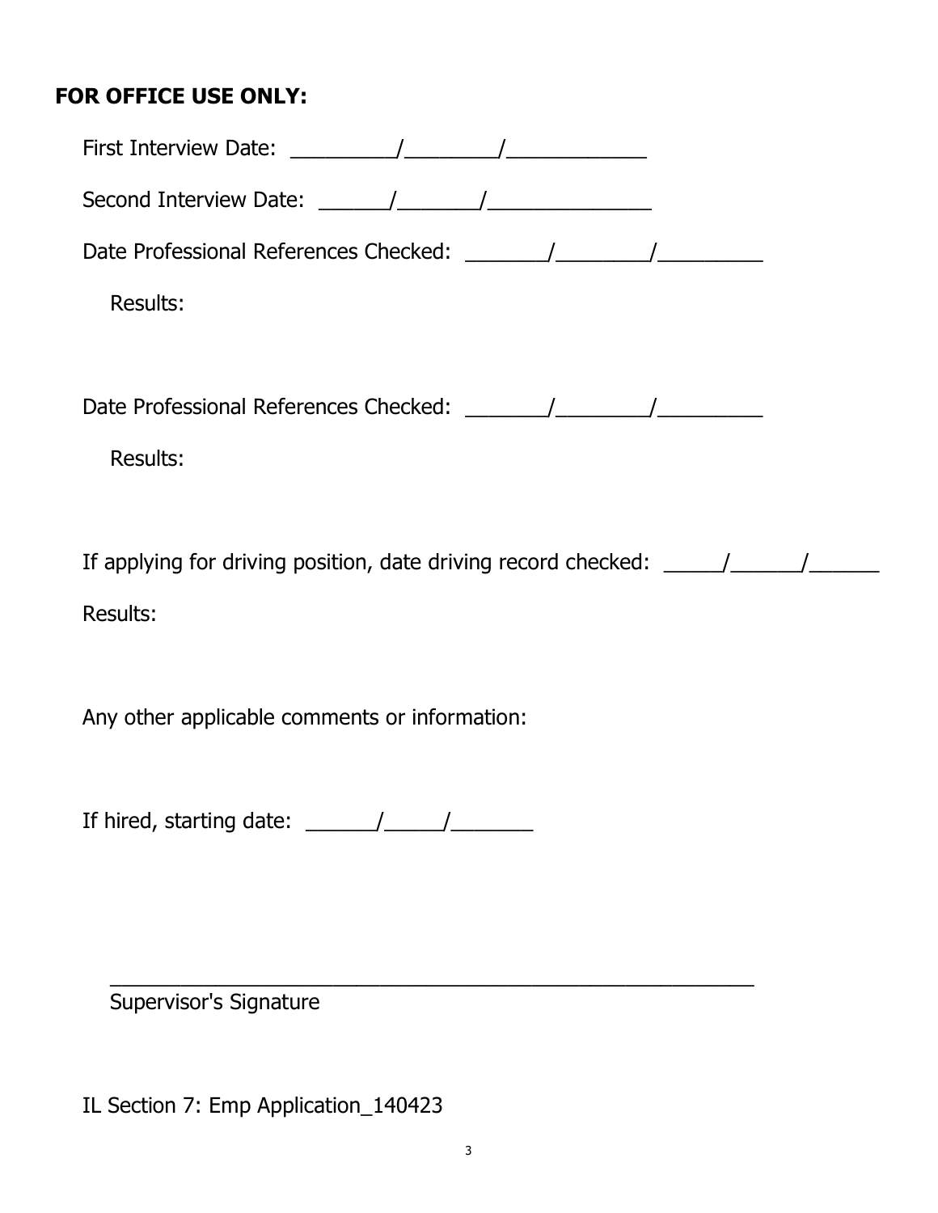**FOR OFFICE USE ONLY:**

First Interview Date: _________/________/____________

Second Interview Date: ______/_______/______________

Date Professional References Checked: _______/________/_________

Results:

Date Professional References Checked: _______/________/_________

Results:

If applying for driving position, date driving record checked: _____/______/______

Results:

Any other applicable comments or information:

If hired, starting date: ______/_____/_______

_______________________________________________________

Supervisor's Signature

IL Section 7: Emp Application_140423